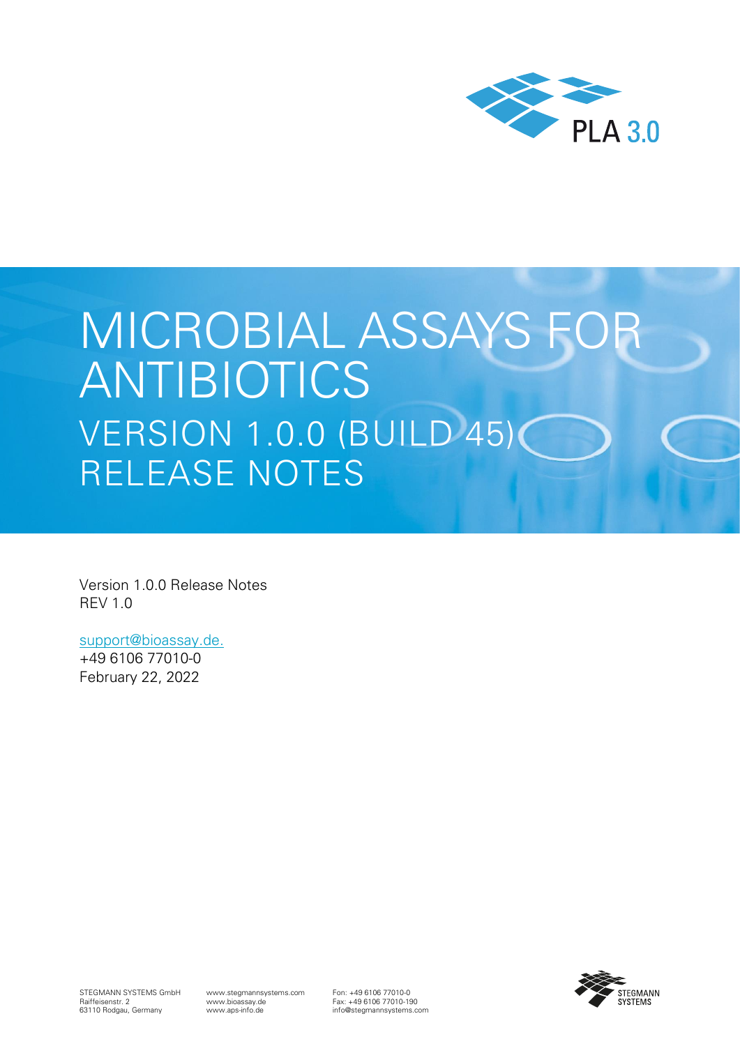PLA 3.0

# MICROBIAL ASSAYS FOR ANTIBIOTICS

## VERSION 1.0.0 (BUILD 45) RELEASE NOTES

Version 1.0.0 Release Notes
REV 1.0

support@bioassay.de.
+49 6106 77010-0
February 22, 2022

STEGMANN SYSTEMS GmbH
Raiffeisenstr. 2
63110 Rodgau, Germany

www.stegmannsystems.com
www.bioassay.de
www.aps-info.de

Fon: +49 6106 77010-0
Fax: +49 6106 77010-190
info@stegmannsystems.com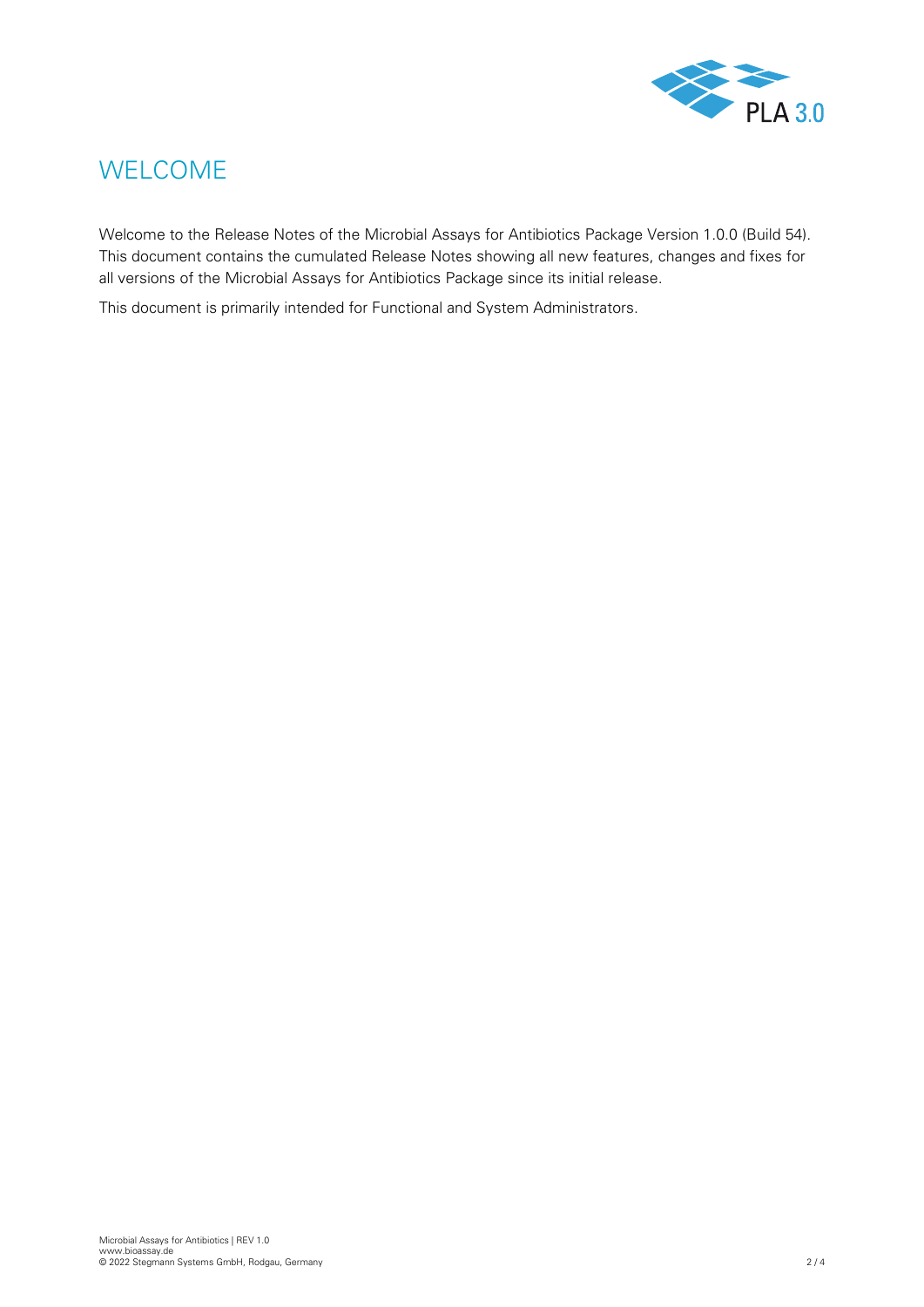# WELCOME

Welcome to the Release Notes of the Microbial Assays for Antibiotics Package Version 1.0.0 (Build 54). This document contains the cumulated Release Notes showing all new features, changes and fixes for all versions of the Microbial Assays for Antibiotics Package since its initial release.

This document is primarily intended for Functional and System Administrators.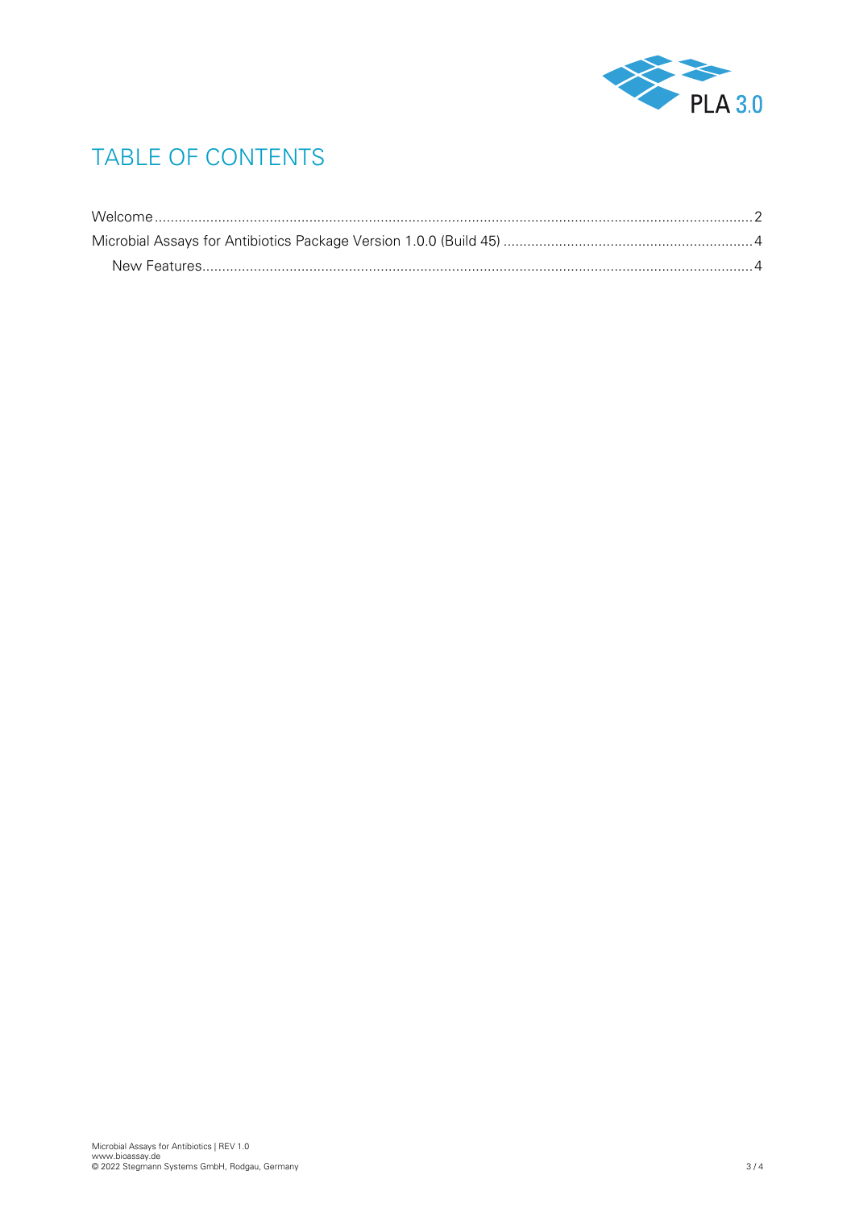# TABLE OF CONTENTS

Welcome .......... 2

Microbial Assays for Antibiotics Package Version 1.0.0 (Build 45) .......... 4

- New Features .......... 4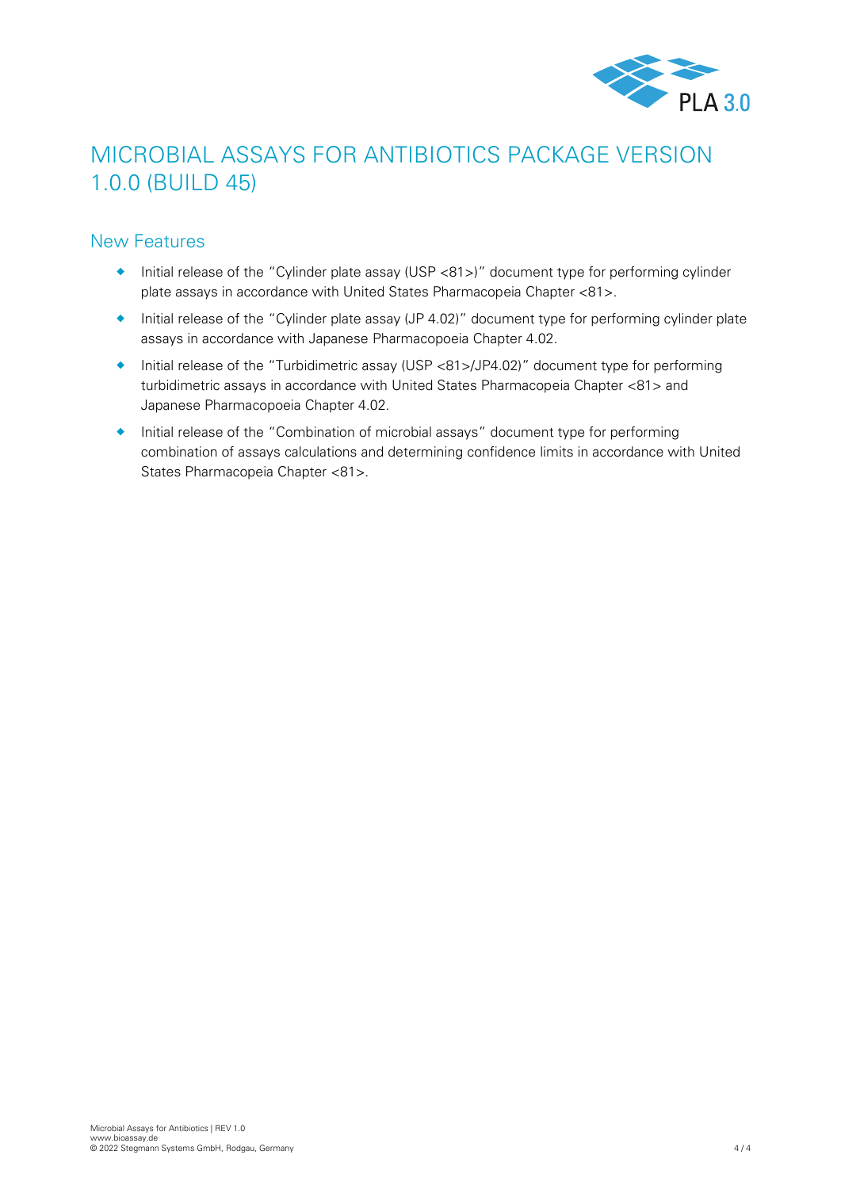# MICROBIAL ASSAYS FOR ANTIBIOTICS PACKAGE VERSION 1.0.0 (BUILD 45)

## New Features

- Initial release of the "Cylinder plate assay (USP <81>)" document type for performing cylinder plate assays in accordance with United States Pharmacopeia Chapter <81>.
- Initial release of the "Cylinder plate assay (JP 4.02)" document type for performing cylinder plate assays in accordance with Japanese Pharmacopoeia Chapter 4.02.
- Initial release of the "Turbidimetric assay (USP <81>/JP4.02)" document type for performing turbidimetric assays in accordance with United States Pharmacopeia Chapter <81> and Japanese Pharmacopoeia Chapter 4.02.
- Initial release of the "Combination of microbial assays" document type for performing combination of assays calculations and determining confidence limits in accordance with United States Pharmacopeia Chapter <81>.